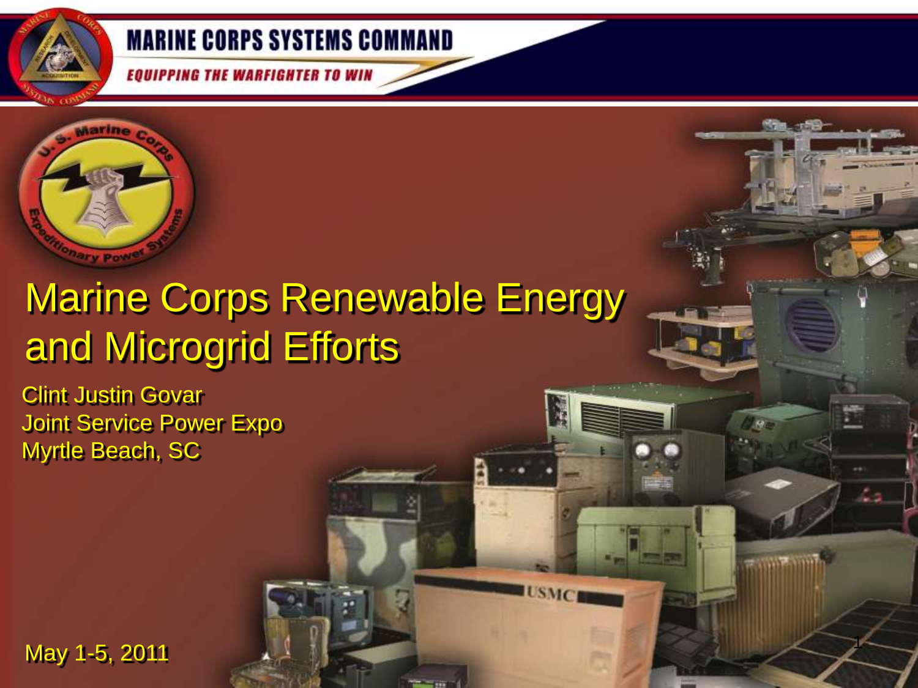MARINE CORPS SYSTEMS COMMAND

*EQUIPPING THE WARFIGHTER TO WIN*

# Marine Corps Renewable Energy and Microgrid Efforts

Clint Justin Govar
Joint Service Power Expo
Myrtle Beach, SC

May 1-5, 2011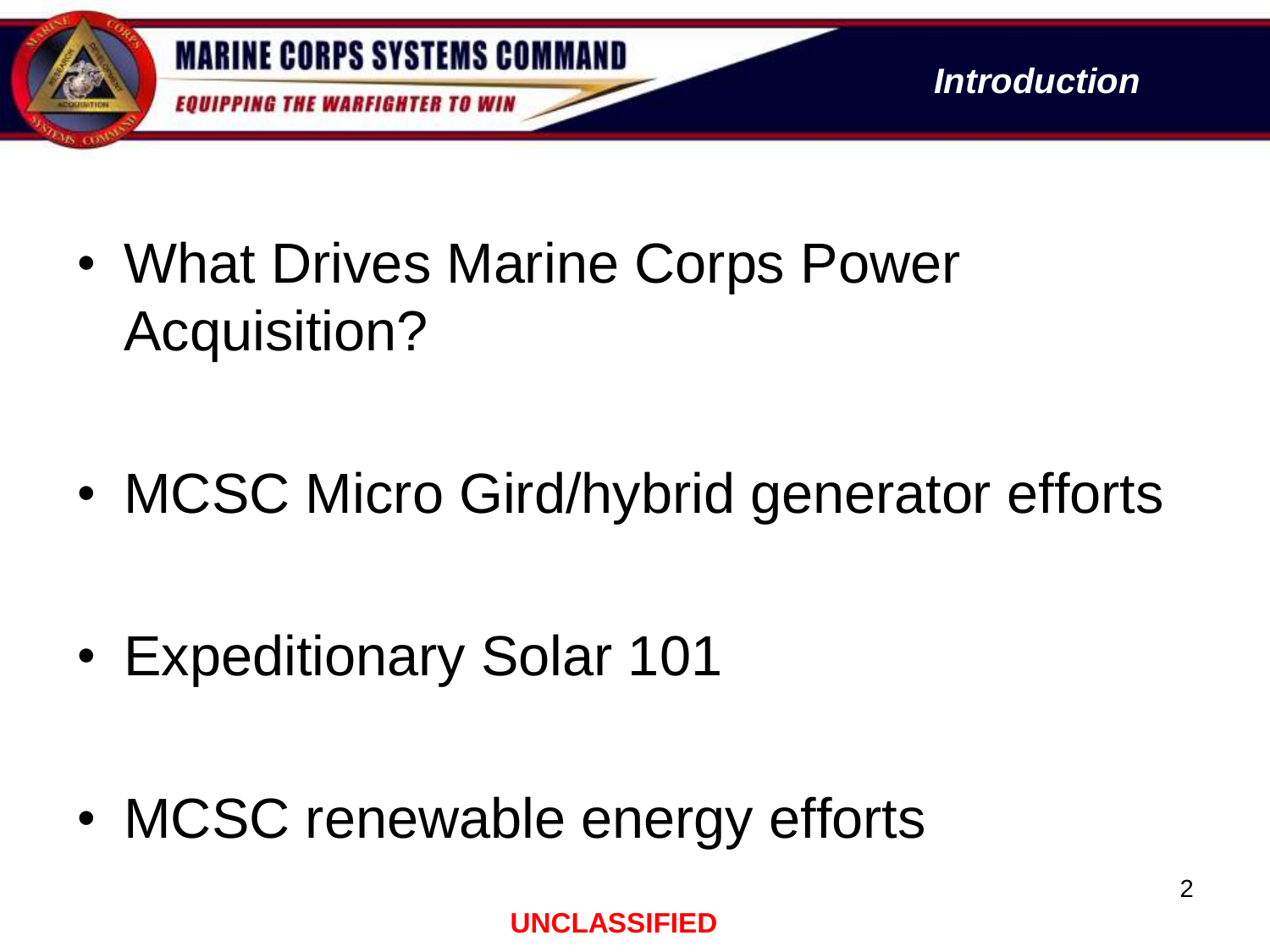## Introduction

- What Drives Marine Corps Power Acquisition?
- MCSC Micro Gird/hybrid generator efforts
- Expeditionary Solar 101
- MCSC renewable energy efforts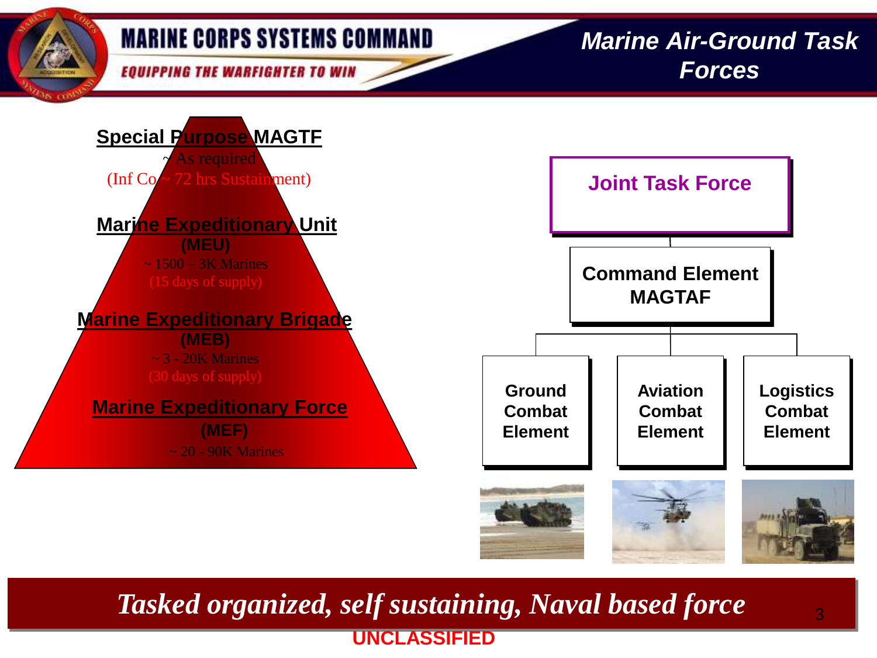# Marine Air-Ground Task Forces

**Special Purpose MAGTF**
~ As required
(Inf Co ~ 72 hrs Sustainment)

**Marine Expeditionary Unit**
**(MEU)**
~ 1500 – 3K Marines
(15 days of supply)

**Marine Expeditionary Brigade**
**(MEB)**
~ 3 - 20K Marines
(30 days of supply)

**Marine Expeditionary Force**
**(MEF)**
~ 20 - 90K Marines

Joint Task Force

Command Element MAGTAF

Ground Combat Element

Aviation Combat Element

Logistics Combat Element

*Tasked organized, self sustaining, Naval based force*

UNCLASSIFIED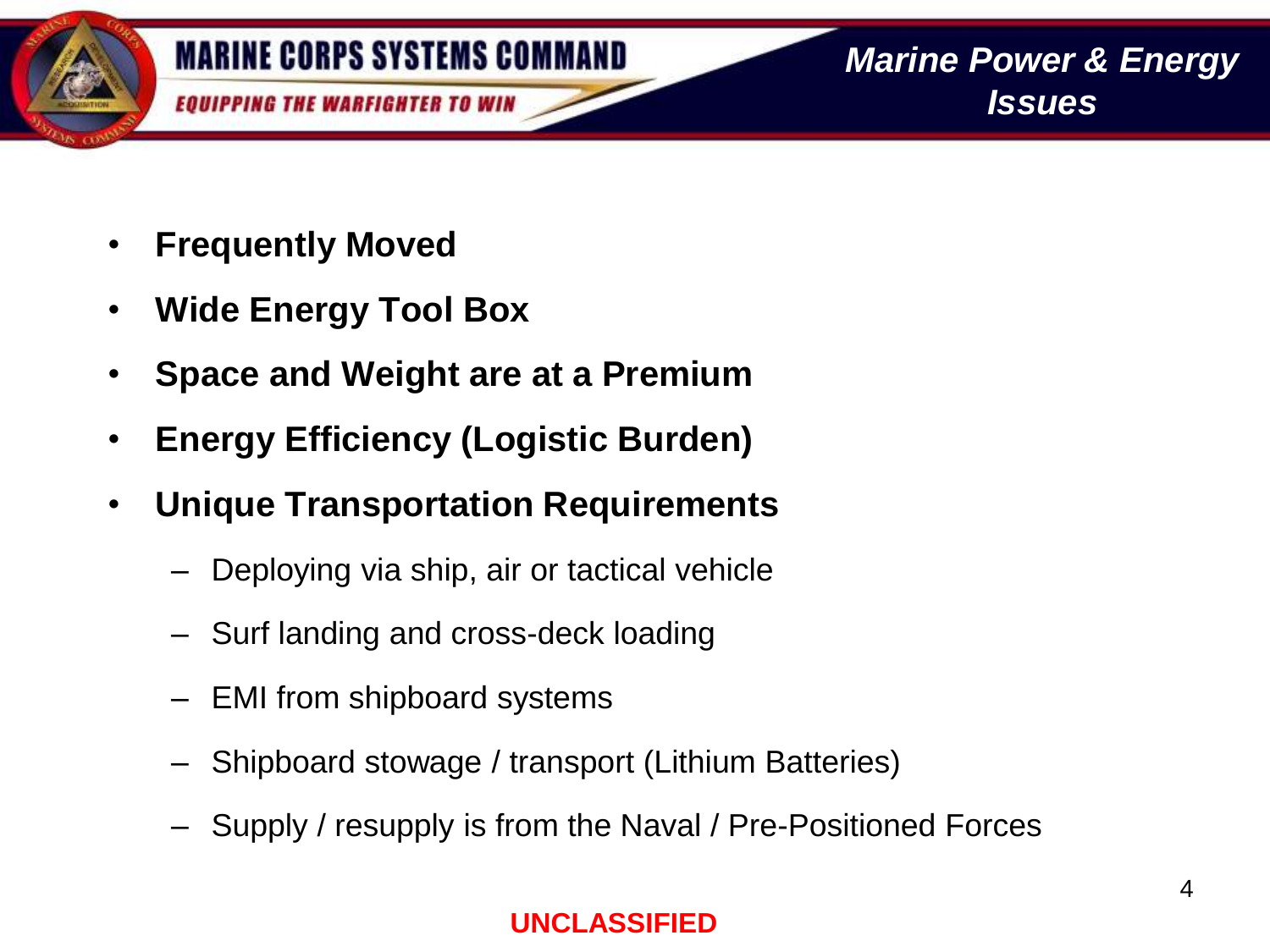# Marine Power & Energy Issues

- **Frequently Moved**
- **Wide Energy Tool Box**
- **Space and Weight are at a Premium**
- **Energy Efficiency (Logistic Burden)**
- **Unique Transportation Requirements**
  - Deploying via ship, air or tactical vehicle
  - Surf landing and cross-deck loading
  - EMI from shipboard systems
  - Shipboard stowage / transport (Lithium Batteries)
  - Supply / resupply is from the Naval / Pre-Positioned Forces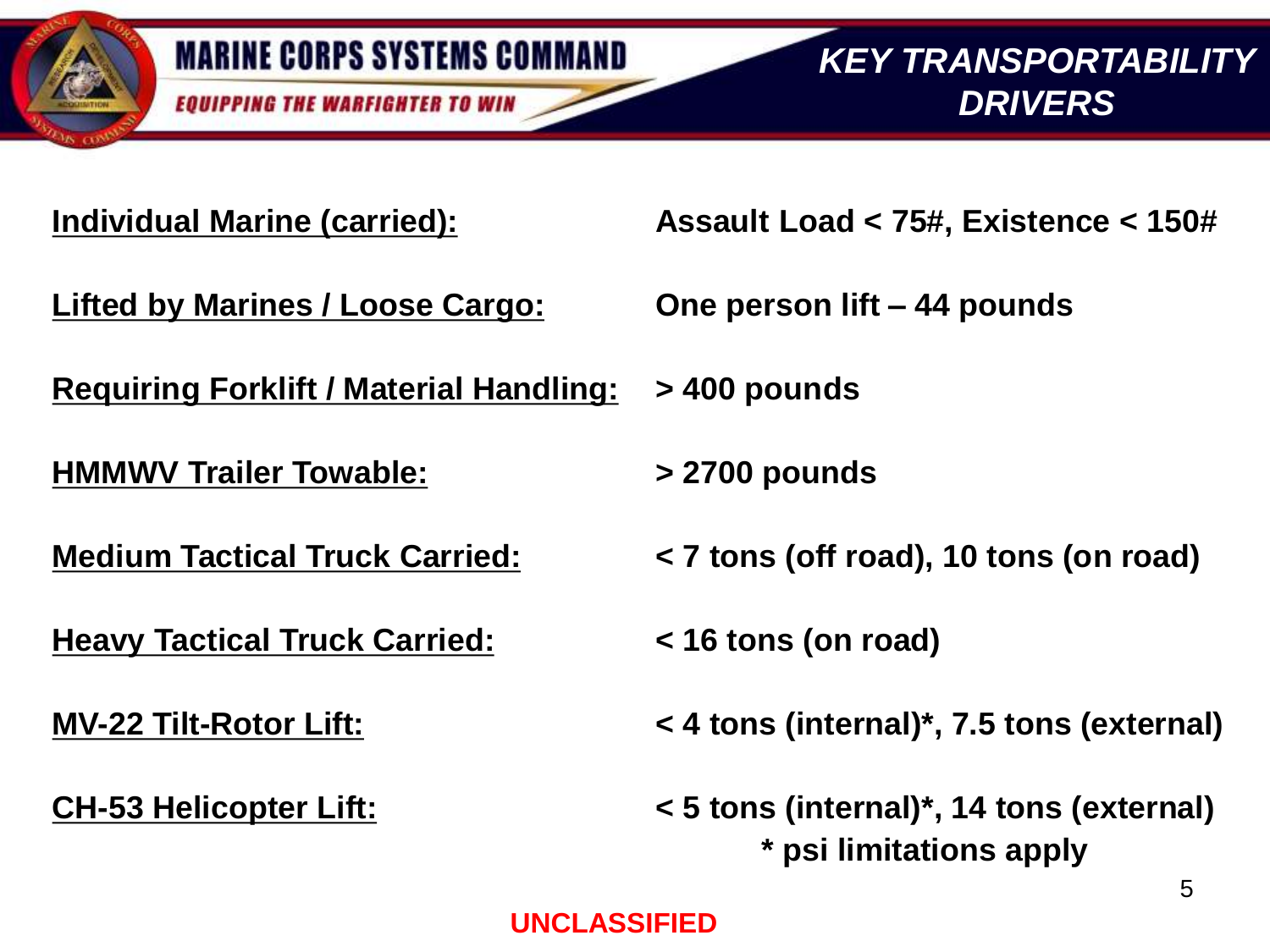# KEY TRANSPORTABILITY DRIVERS

| | |
|---|---|
| **Individual Marine (carried):** | **Assault Load < 75#, Existence < 150#** |
| **Lifted by Marines / Loose Cargo:** | **One person lift – 44 pounds** |
| **Requiring Forklift / Material Handling:** | **> 400 pounds** |
| **HMMWV Trailer Towable:** | **> 2700 pounds** |
| **Medium Tactical Truck Carried:** | **< 7 tons (off road), 10 tons (on road)** |
| **Heavy Tactical Truck Carried:** | **< 16 tons (on road)** |
| **MV-22 Tilt-Rotor Lift:** | **< 4 tons (internal)*, 7.5 tons (external)** |
| **CH-53 Helicopter Lift:** | **< 5 tons (internal)*, 14 tons (external)** |

**\* psi limitations apply**

UNCLASSIFIED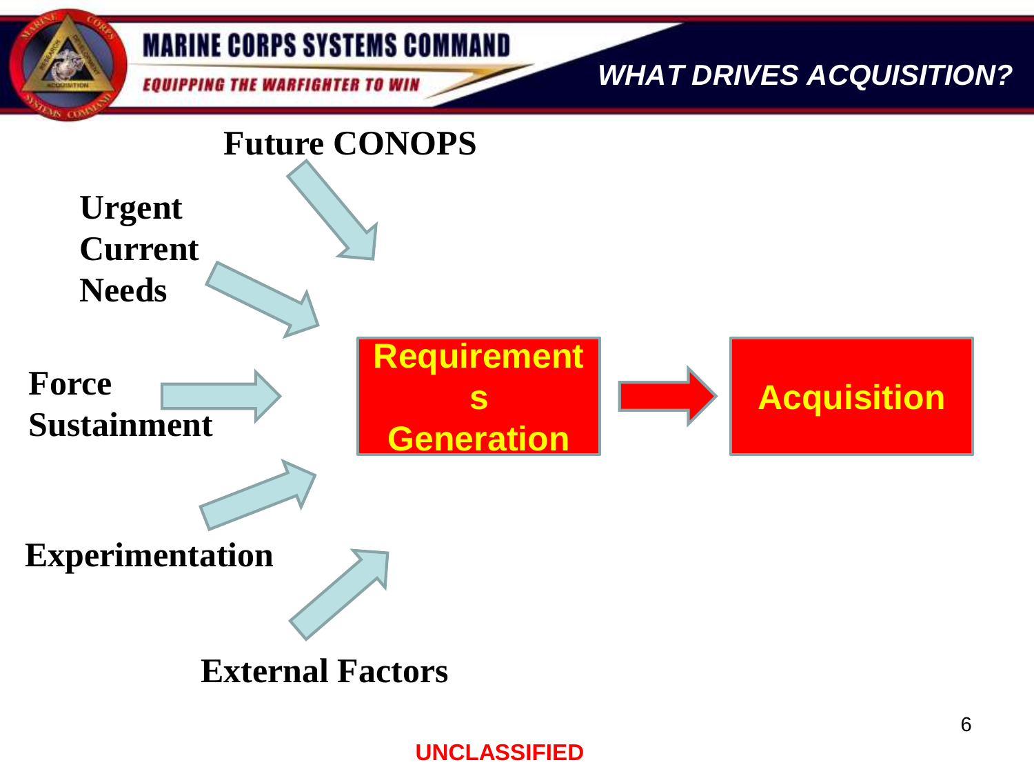# WHAT DRIVES ACQUISITION?

Future CONOPS

Urgent Current Needs

Force Sustainment

Experimentation

External Factors

Requirements Generation

Acquisition

UNCLASSIFIED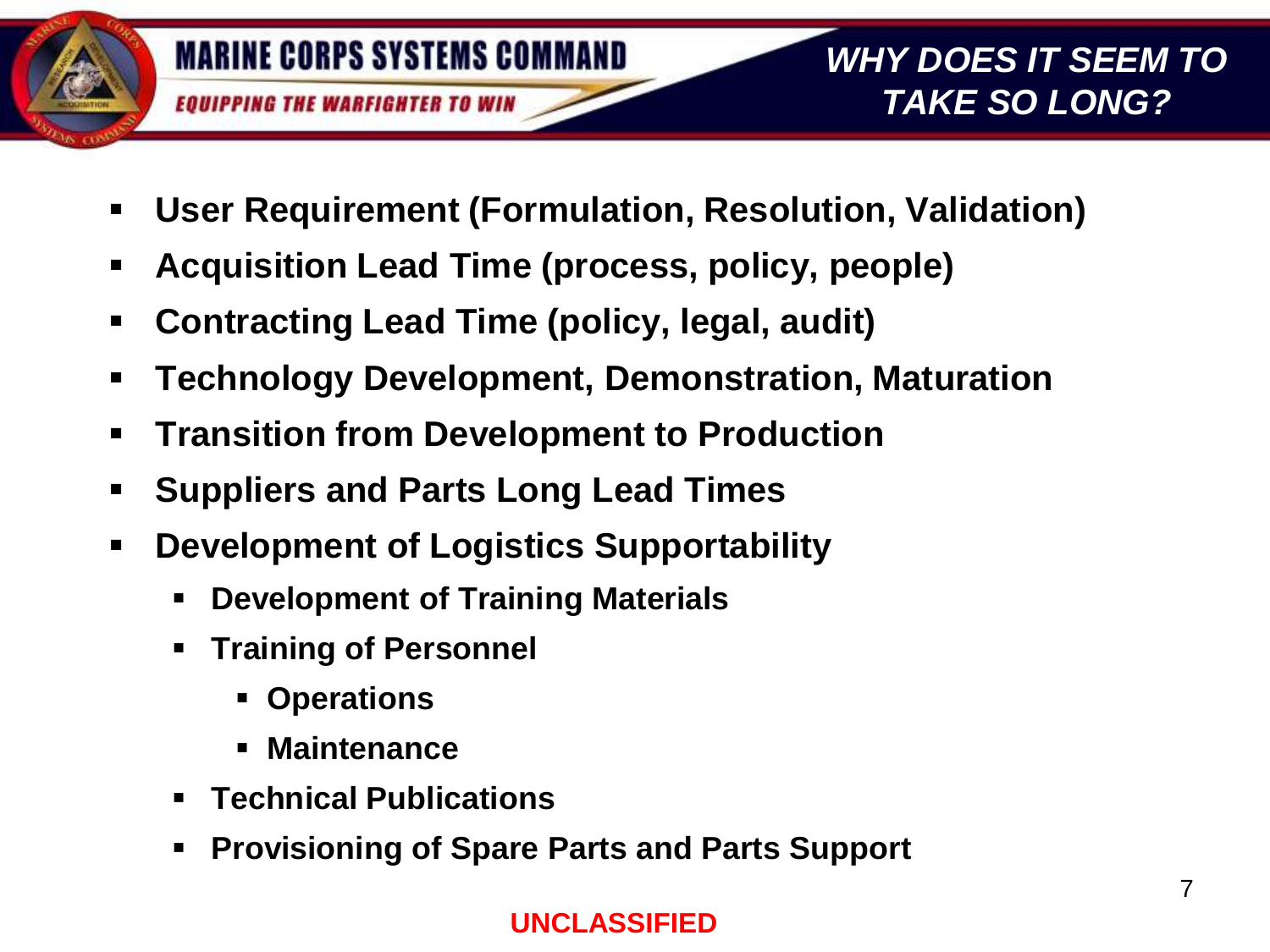# WHY DOES IT SEEM TO TAKE SO LONG?

- **User Requirement (Formulation, Resolution, Validation)**
- **Acquisition Lead Time (process, policy, people)**
- **Contracting Lead Time (policy, legal, audit)**
- **Technology Development, Demonstration, Maturation**
- **Transition from Development to Production**
- **Suppliers and Parts Long Lead Times**
- **Development of Logistics Supportability**
  - **Development of Training Materials**
  - **Training of Personnel**
    - **Operations**
    - **Maintenance**
  - **Technical Publications**
  - **Provisioning of Spare Parts and Parts Support**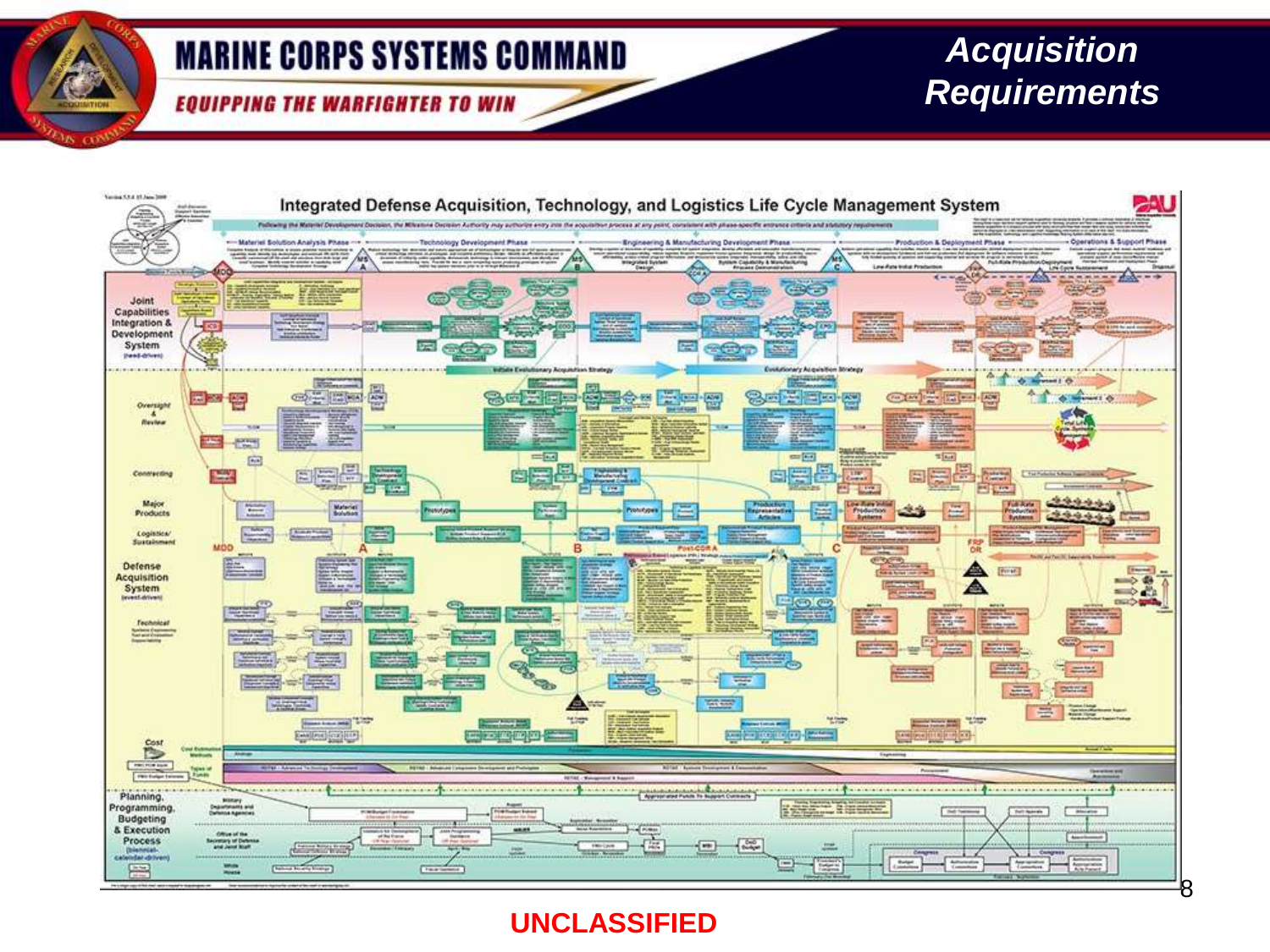# Acquisition Requirements

## Integrated Defense Acquisition, Technology, and Logistics Life Cycle Management System

Following the Materiel Development Decision, the Milestone Decision Authority may authorize entry into the acquisition process at any point, consistent with phase-specific entrance criteria and statutory requirements

- Materiel Solution Analysis Phase
- Technology Development Phase
- Engineering & Manufacturing Development Phase
- Production & Deployment Phase
- Operations & Support Phase

Joint Capabilities Integration & Development System (need-driven)

Oversight & Review

Contracting

Major Products

Logistics/ Sustainment

Defense Acquisition System (event-driven)

Technical

Cost

Planning, Programming, Budgeting & Execution Process (biennial-calendar-driven)

UNCLASSIFIED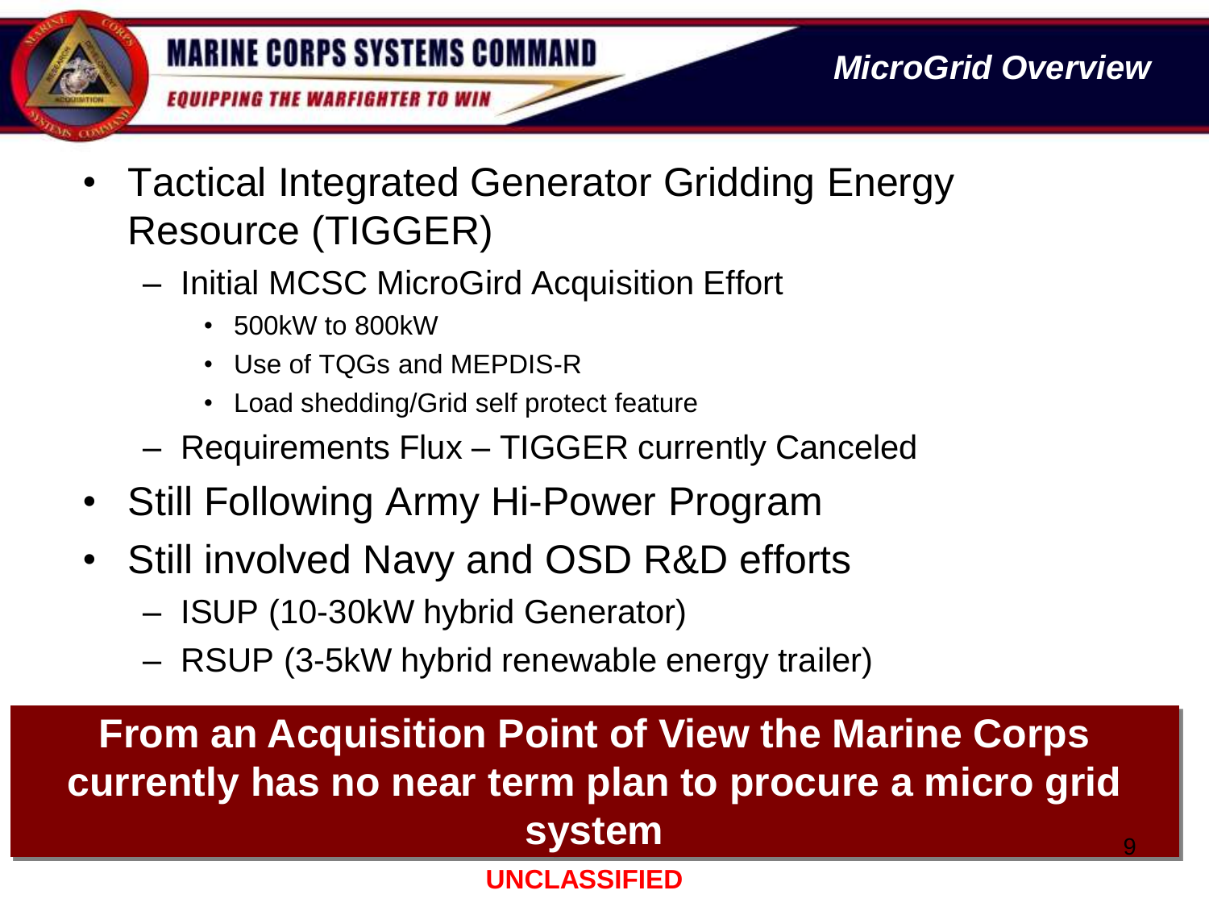# MicroGrid Overview

- Tactical Integrated Generator Gridding Energy Resource (TIGGER)
  - Initial MCSC MicroGird Acquisition Effort
    - 500kW to 800kW
    - Use of TQGs and MEPDIS-R
    - Load shedding/Grid self protect feature
  - Requirements Flux – TIGGER currently Canceled
- Still Following Army Hi-Power Program
- Still involved Navy and OSD R&D efforts
  - ISUP (10-30kW hybrid Generator)
  - RSUP (3-5kW hybrid renewable energy trailer)

**From an Acquisition Point of View the Marine Corps currently has no near term plan to procure a micro grid system**

UNCLASSIFIED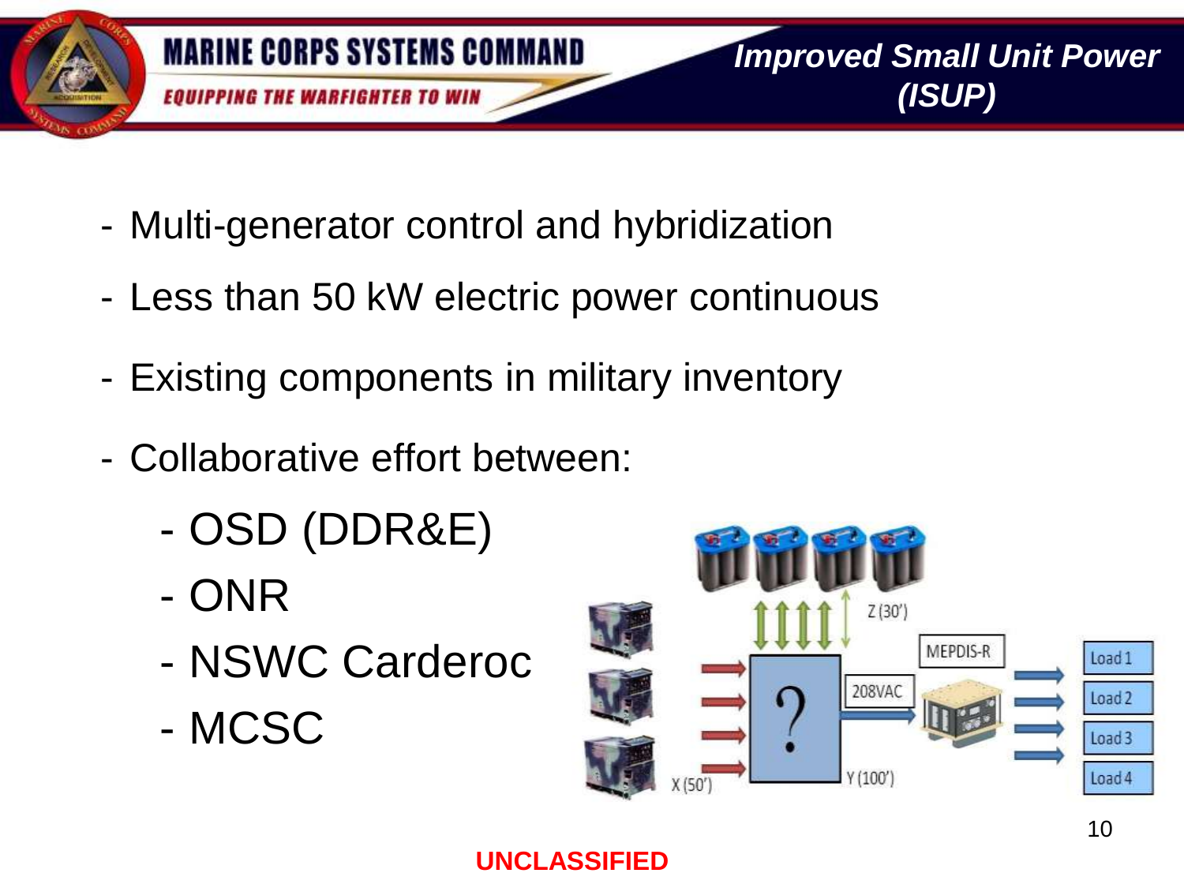# Improved Small Unit Power (ISUP)

- Multi-generator control and hybridization
- Less than 50 kW electric power continuous
- Existing components in military inventory
- Collaborative effort between:
  - OSD (DDR&E)
  - ONR
  - NSWC Carderoc
  - MCSC

Z (30')
MEPDIS-R
208VAC
?
X (50')
Y (100')
Load 1
Load 2
Load 3
Load 4

UNCLASSIFIED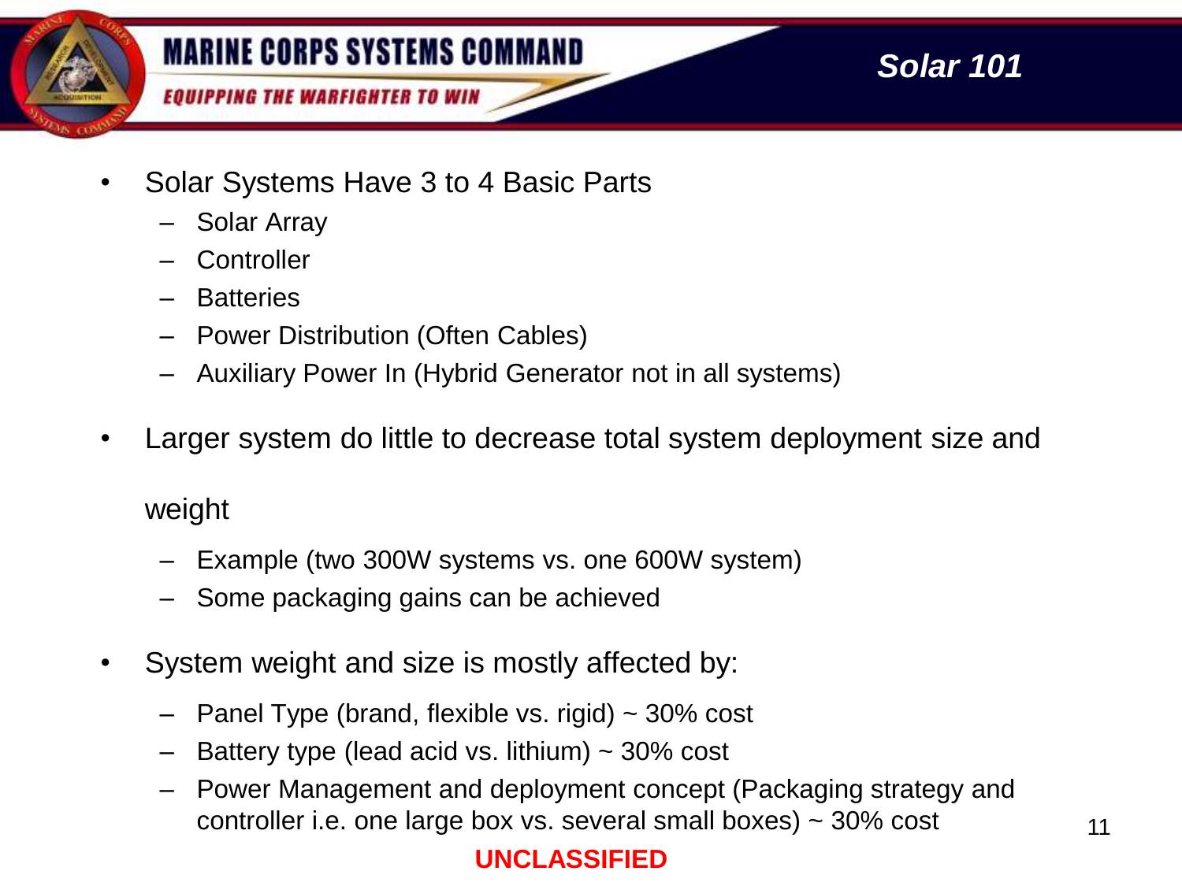## Solar 101

- Solar Systems Have 3 to 4 Basic Parts
  - Solar Array
  - Controller
  - Batteries
  - Power Distribution (Often Cables)
  - Auxiliary Power In (Hybrid Generator not in all systems)
- Larger system do little to decrease total system deployment size and weight
  - Example (two 300W systems vs. one 600W system)
  - Some packaging gains can be achieved
- System weight and size is mostly affected by:
  - Panel Type (brand, flexible vs. rigid) ~ 30% cost
  - Battery type (lead acid vs. lithium) ~ 30% cost
  - Power Management and deployment concept (Packaging strategy and controller i.e. one large box vs. several small boxes) ~ 30% cost

**UNCLASSIFIED**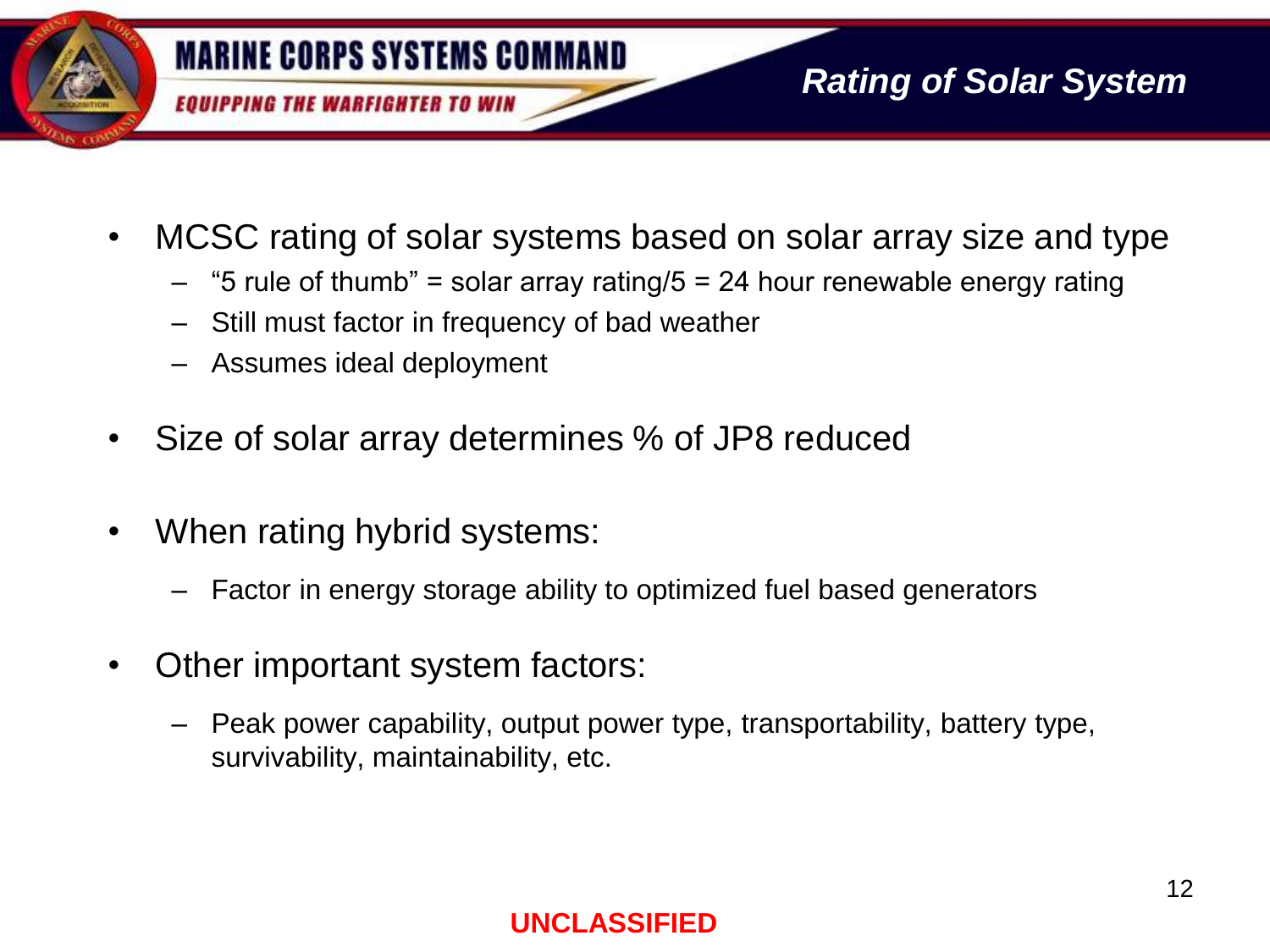# Rating of Solar System

- MCSC rating of solar systems based on solar array size and type
  - "5 rule of thumb" = solar array rating/5 = 24 hour renewable energy rating
  - Still must factor in frequency of bad weather
  - Assumes ideal deployment
- Size of solar array determines % of JP8 reduced
- When rating hybrid systems:
  - Factor in energy storage ability to optimized fuel based generators
- Other important system factors:
  - Peak power capability, output power type, transportability, battery type, survivability, maintainability, etc.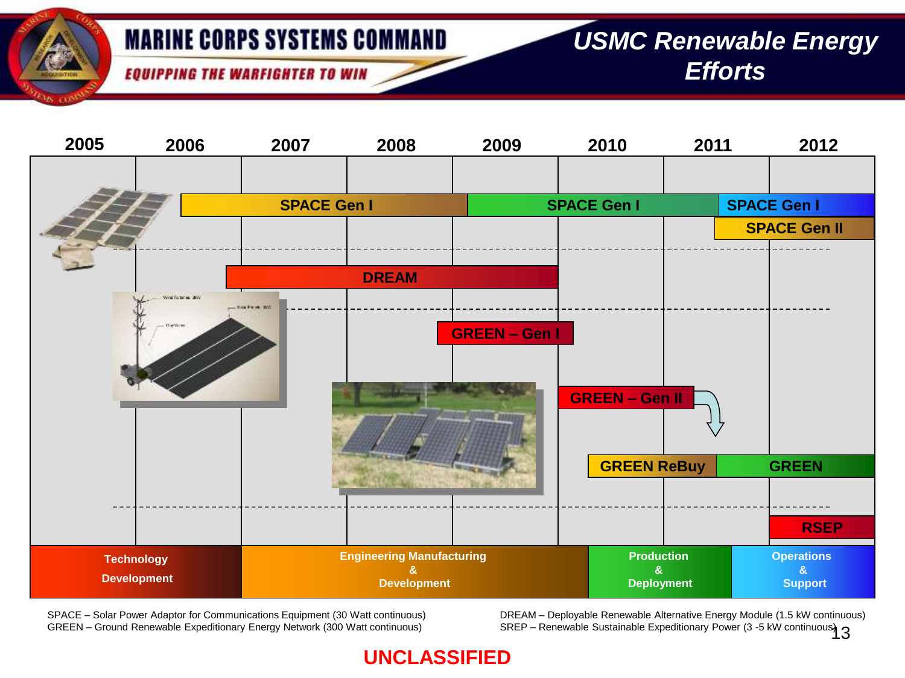# USMC Renewable Energy Efforts

MARINE CORPS SYSTEMS COMMAND

*EQUIPPING THE WARFIGHTER TO WIN*

2005
2006
2007
2008
2009
2010
2011
2012

SPACE Gen I
SPACE Gen I
SPACE Gen I
SPACE Gen II
DREAM
GREEN – Gen I
GREEN – Gen II
GREEN ReBuy
GREEN
RSEP

Technology Development
Engineering Manufacturing & Development
Production & Deployment
Operations & Support

SPACE – Solar Power Adaptor for Communications Equipment (30 Watt continuous)
GREEN – Ground Renewable Expeditionary Energy Network (300 Watt continuous)
DREAM – Deployable Renewable Alternative Energy Module (1.5 kW continuous)
SREP – Renewable Sustainable Expeditionary Power (3 -5 kW continuous)

**UNCLASSIFIED**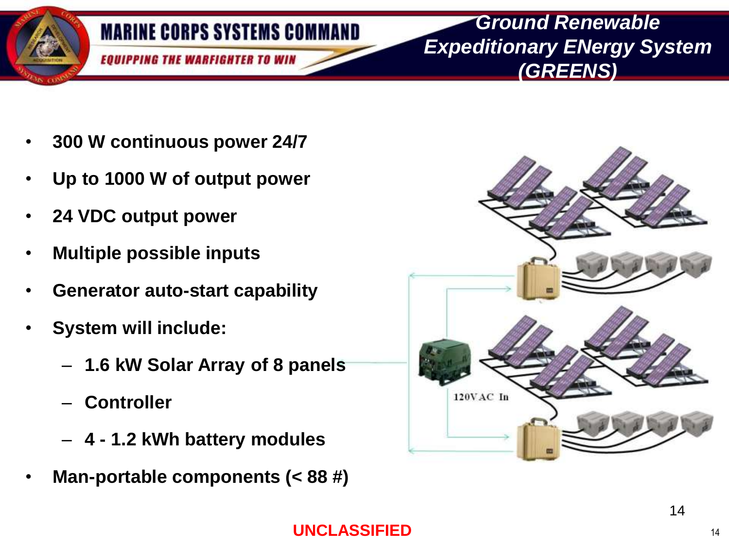# Ground Renewable Expeditionary ENergy System (GREENS)

- **300 W continuous power 24/7**
- **Up to 1000 W of output power**
- **24 VDC output power**
- **Multiple possible inputs**
- **Generator auto-start capability**
- **System will include:**
  - **1.6 kW Solar Array of 8 panels**
  - **Controller**
  - **4 - 1.2 kWh battery modules**
- **Man-portable components (< 88 #)**

120VAC In

**UNCLASSIFIED**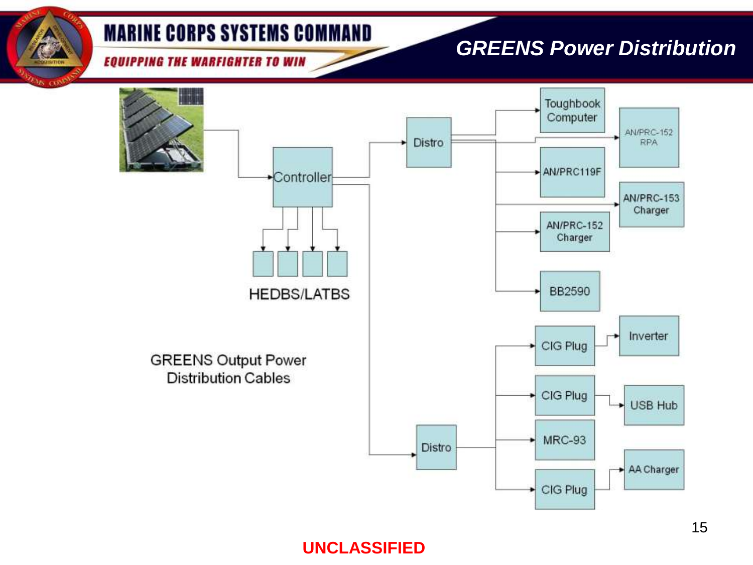## GREENS Power Distribution

Controller

HEDBS/LATBS

Distro

Toughbook Computer

AN/PRC-152 RPA

AN/PRC119F

AN/PRC-153 Charger

AN/PRC-152 Charger

BB2590

GREENS Output Power Distribution Cables

Distro

CIG Plug

Inverter

CIG Plug

USB Hub

MRC-93

CIG Plug

AA Charger

UNCLASSIFIED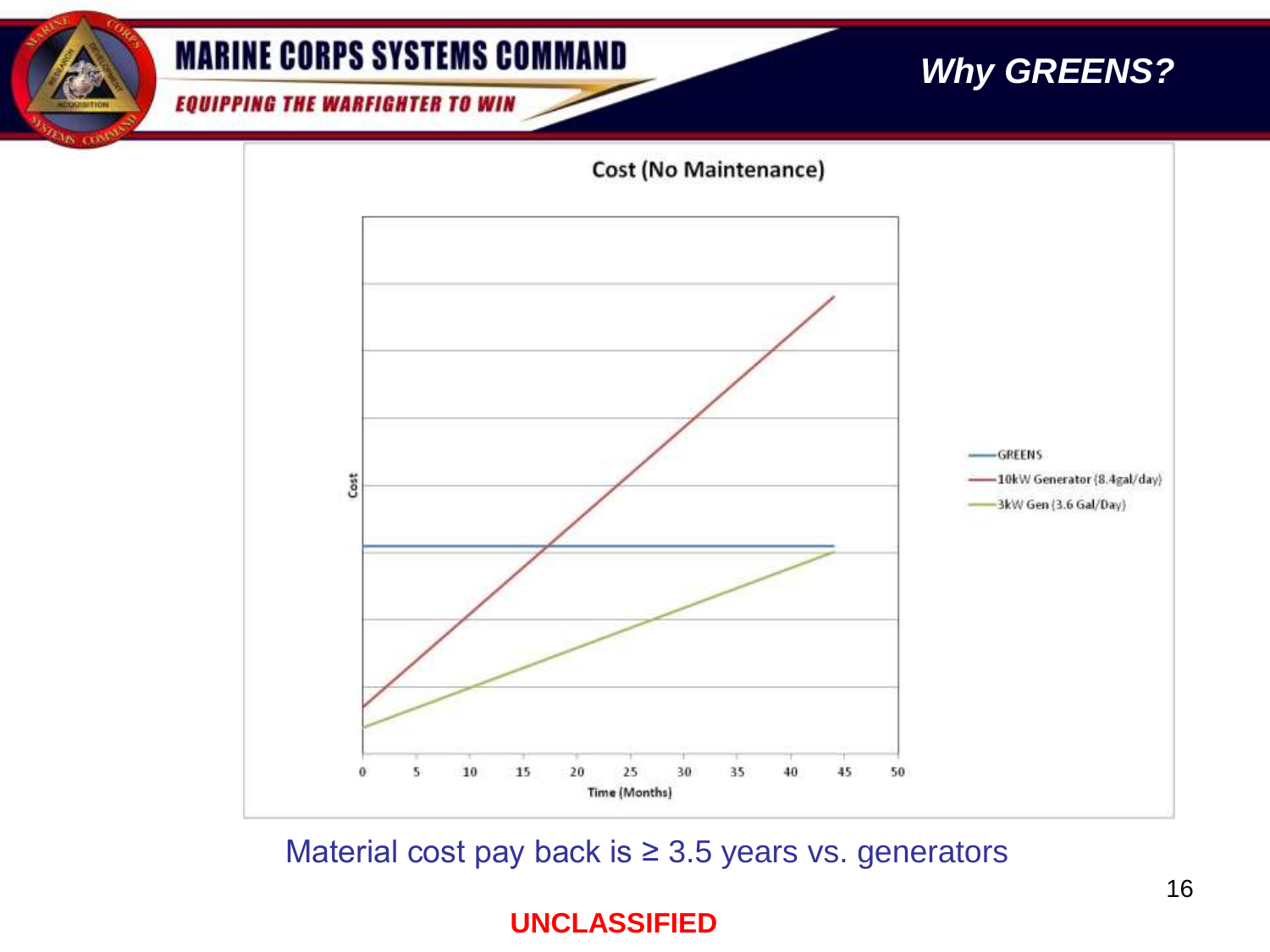# Why GREENS?

Cost (No Maintenance)

Cost

Time (Months)

0 5 10 15 20 25 30 35 40 45 50

GREENS

10kW Generator (8.4gal/day)

3kW Gen (3.6 Gal/Day)

Material cost pay back is ≥ 3.5 years vs. generators

UNCLASSIFIED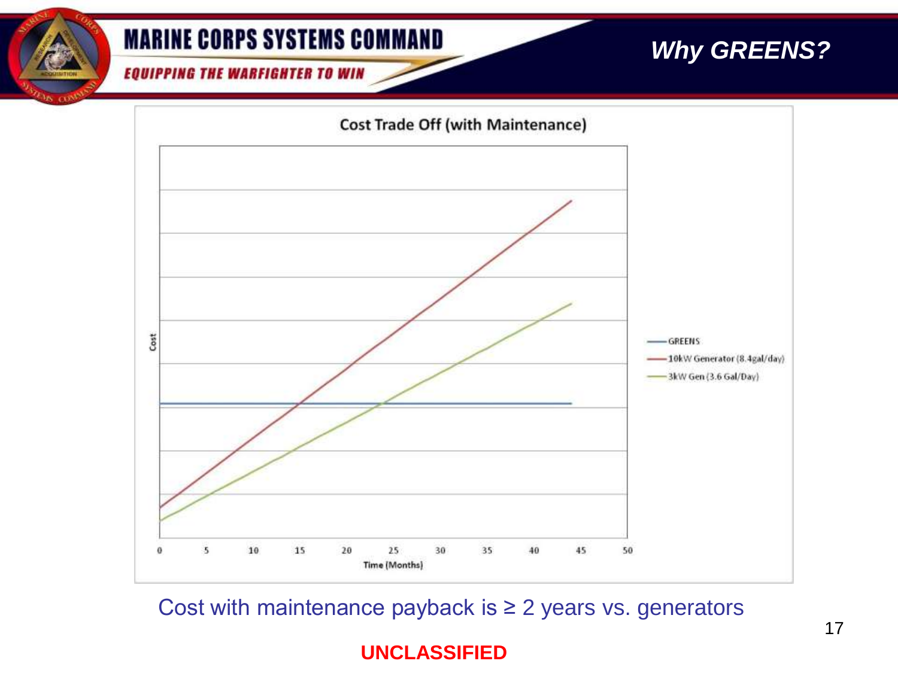# Why GREENS?

Cost Trade Off (with Maintenance)

Cost

0
5
10
15
20
25
30
35
40
45
50

Time (Months)

GREENS
10kW Generator (8.4gal/day)
3kW Gen (3.6 Gal/Day)

Cost with maintenance payback is ≥ 2 years vs. generators

UNCLASSIFIED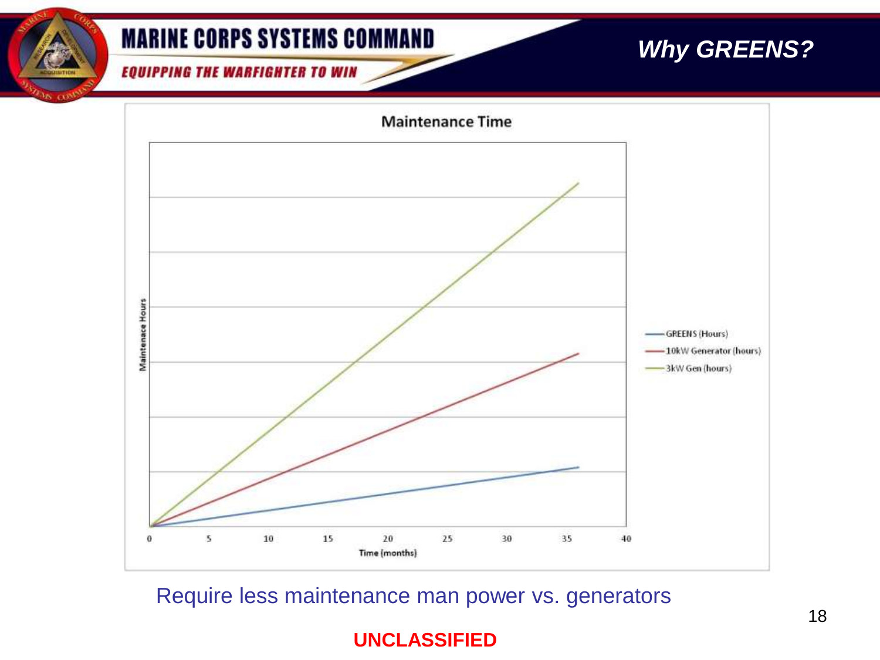# Why GREENS?

Maintenance Time

Maintenace Hours

0
5
10
15
20
25
30
35
40

Time (months)

GREENS (Hours)
10kW Generator (hours)
3kW Gen (hours)

Require less maintenance man power vs. generators

UNCLASSIFIED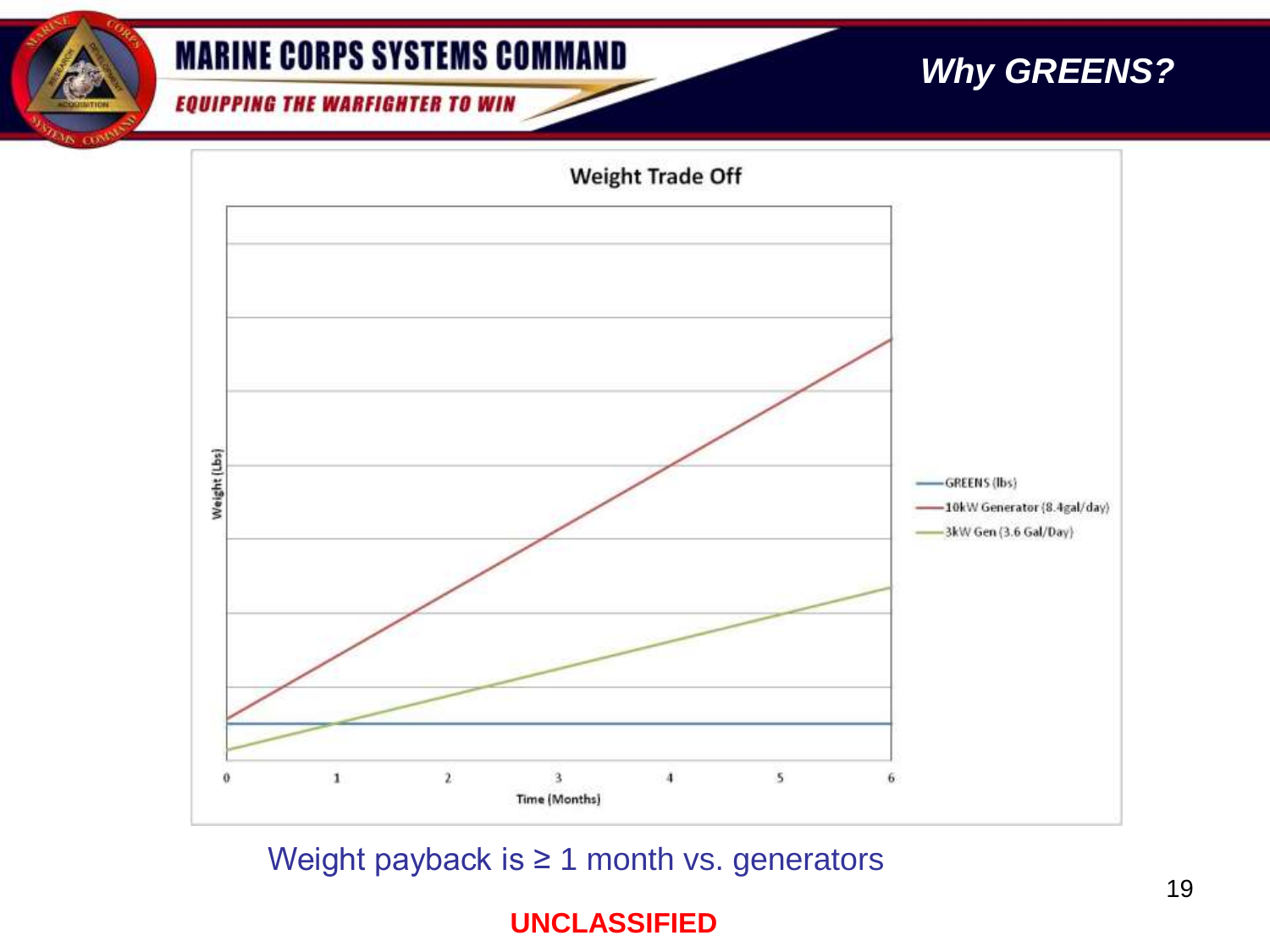# Why GREENS?

Weight Trade Off

Weight (Lbs)

Time (Months)

0
1
2
3
4
5
6

GREENS (lbs)
10kW Generator (8.4gal/day)
3kW Gen (3.6 Gal/Day)

Weight payback is ≥ 1 month vs. generators

**UNCLASSIFIED**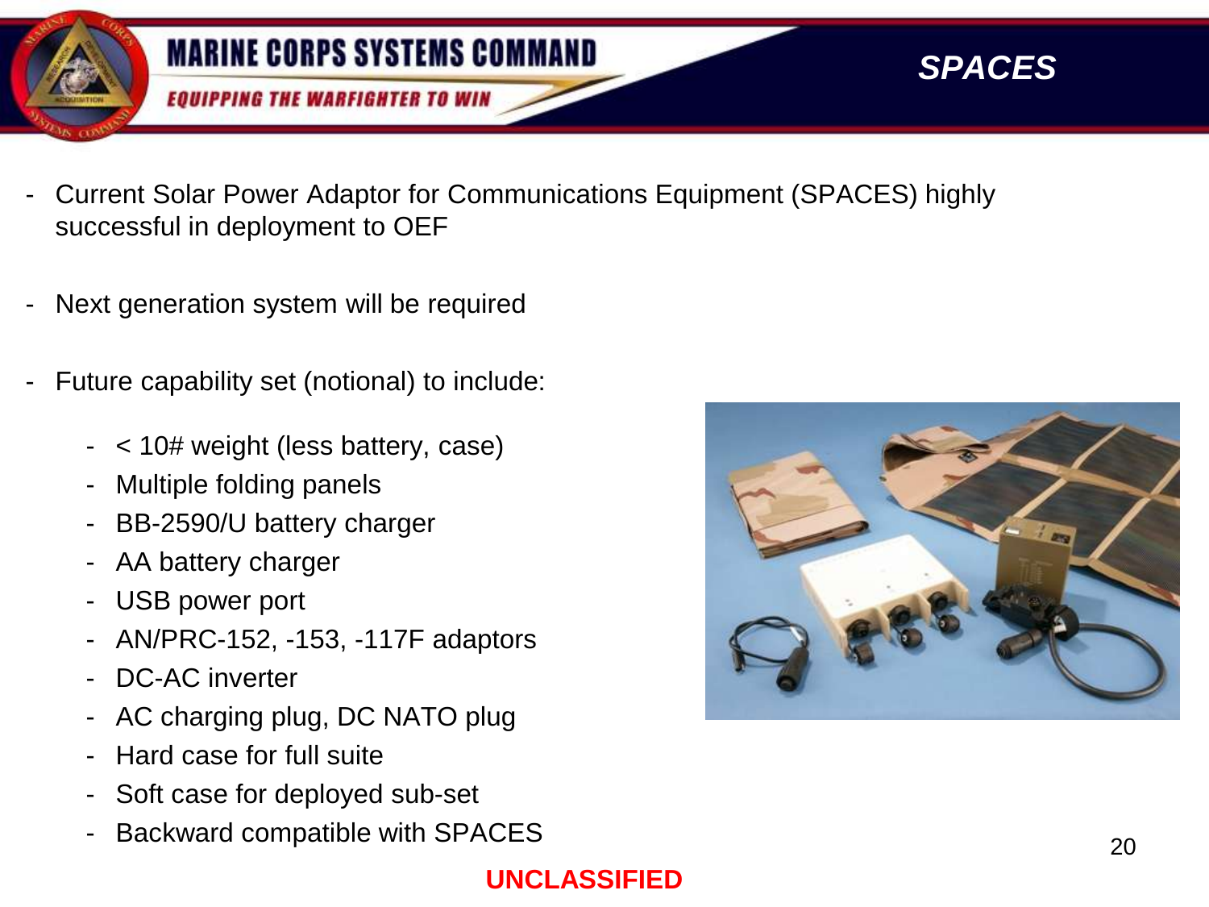# SPACES

- Current Solar Power Adaptor for Communications Equipment (SPACES) highly successful in deployment to OEF

- Next generation system will be required

- Future capability set (notional) to include:
  - < 10# weight (less battery, case)
  - Multiple folding panels
  - BB-2590/U battery charger
  - AA battery charger
  - USB power port
  - AN/PRC-152, -153, -117F adaptors
  - DC-AC inverter
  - AC charging plug, DC NATO plug
  - Hard case for full suite
  - Soft case for deployed sub-set
  - Backward compatible with SPACES

**UNCLASSIFIED**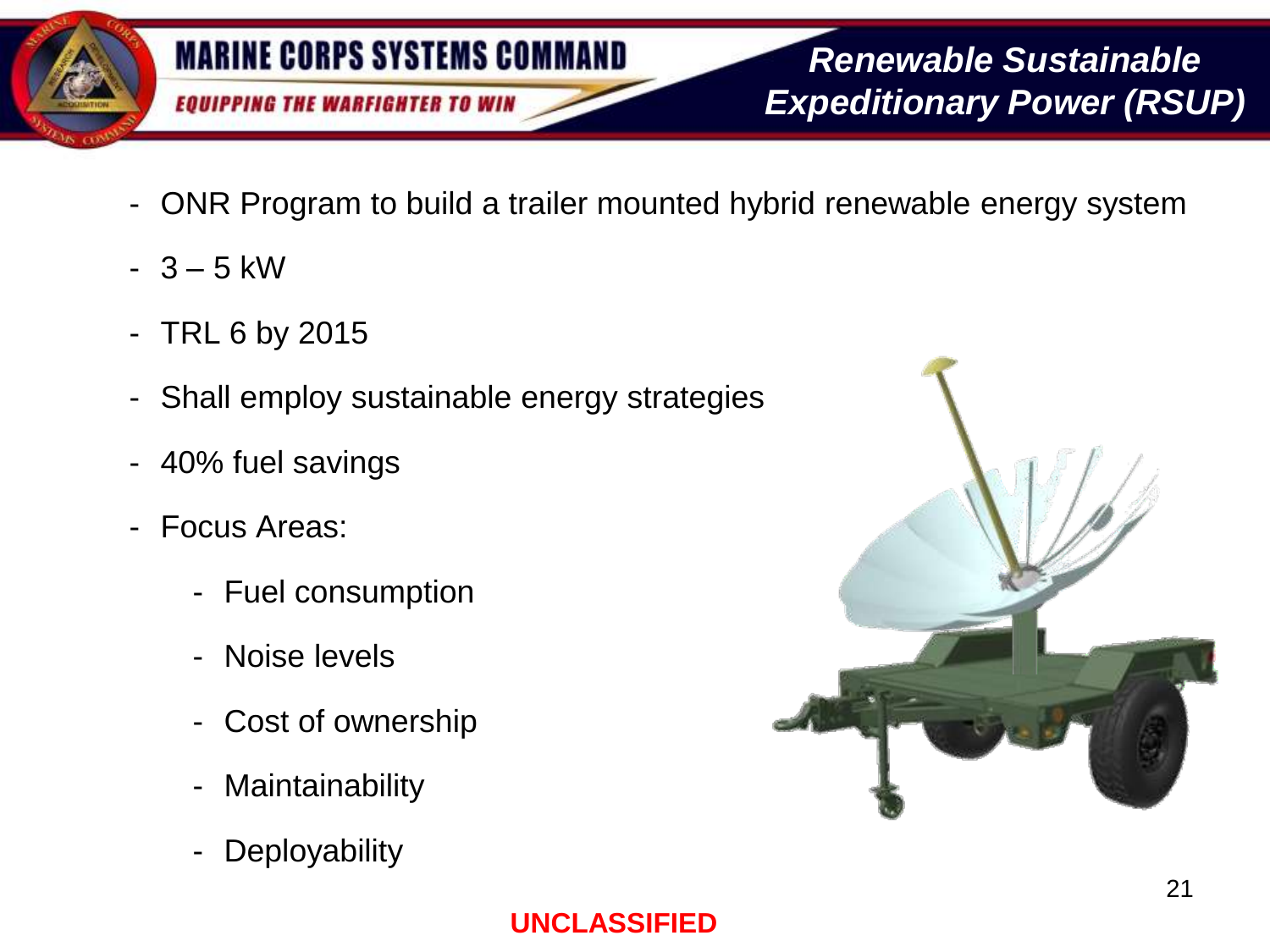# Renewable Sustainable Expeditionary Power (RSUP)

- ONR Program to build a trailer mounted hybrid renewable energy system
- 3 – 5 kW
- TRL 6 by 2015
- Shall employ sustainable energy strategies
- 40% fuel savings
- Focus Areas:
  - Fuel consumption
  - Noise levels
  - Cost of ownership
  - Maintainability
  - Deployability

**UNCLASSIFIED**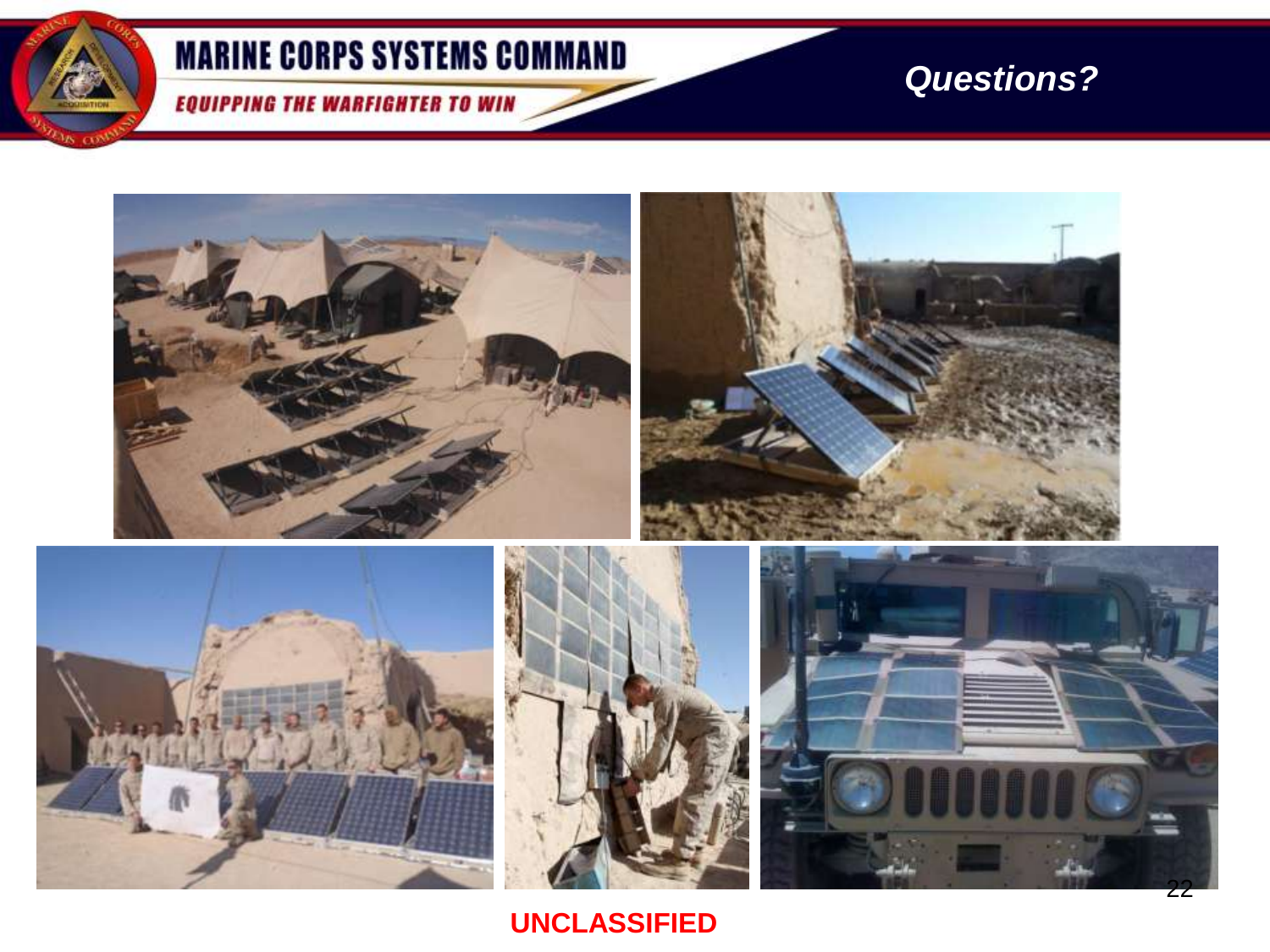# Questions?

UNCLASSIFIED